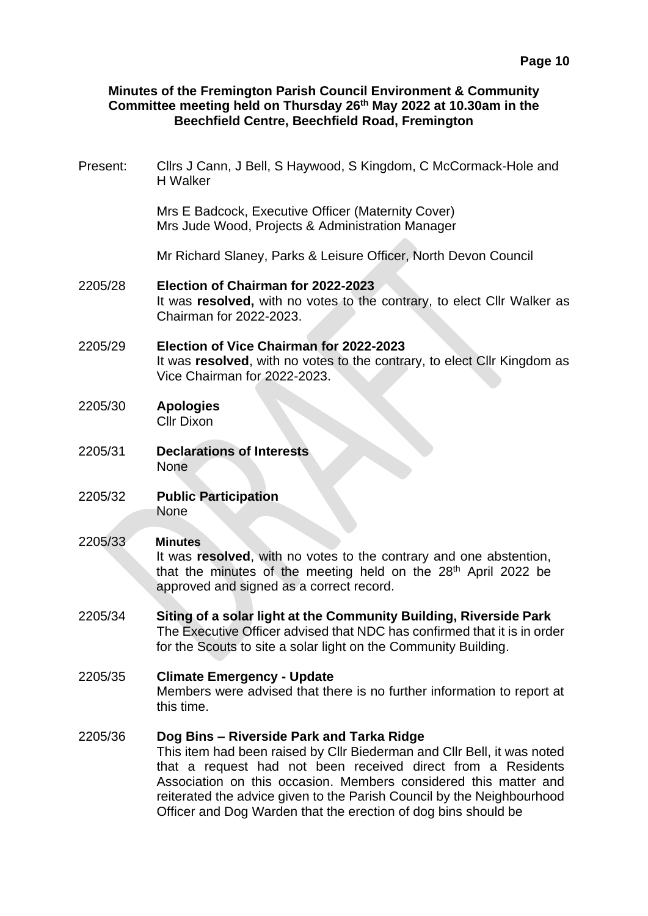**Minutes of the Fremington Parish Council Environment & Community Committee meeting held on Thursday 26th May 2022 at 10.30am in the Beechfield Centre, Beechfield Road, Fremington**

Present: Cllrs J Cann, J Bell, S Haywood, S Kingdom, C McCormack-Hole and H Walker

Mrs E Badcock, Executive Officer (Maternity Cover)
Mrs Jude Wood, Projects & Administration Manager

Mr Richard Slaney, Parks & Leisure Officer, North Devon Council

2205/28 **Election of Chairman for 2022-2023**
It was **resolved,** with no votes to the contrary, to elect Cllr Walker as Chairman for 2022-2023.

2205/29 **Election of Vice Chairman for 2022-2023**
It was **resolved**, with no votes to the contrary, to elect Cllr Kingdom as Vice Chairman for 2022-2023.

2205/30 **Apologies**
Cllr Dixon

2205/31 **Declarations of Interests**
None

2205/32 **Public Participation**
None

2205/33 **Minutes**
It was **resolved**, with no votes to the contrary and one abstention, that the minutes of the meeting held on the 28th April 2022 be approved and signed as a correct record.

2205/34 **Siting of a solar light at the Community Building, Riverside Park**
The Executive Officer advised that NDC has confirmed that it is in order for the Scouts to site a solar light on the Community Building.

2205/35 **Climate Emergency - Update**
Members were advised that there is no further information to report at this time.

2205/36 **Dog Bins – Riverside Park and Tarka Ridge**
This item had been raised by Cllr Biederman and Cllr Bell, it was noted that a request had not been received direct from a Residents Association on this occasion. Members considered this matter and reiterated the advice given to the Parish Council by the Neighbourhood Officer and Dog Warden that the erection of dog bins should be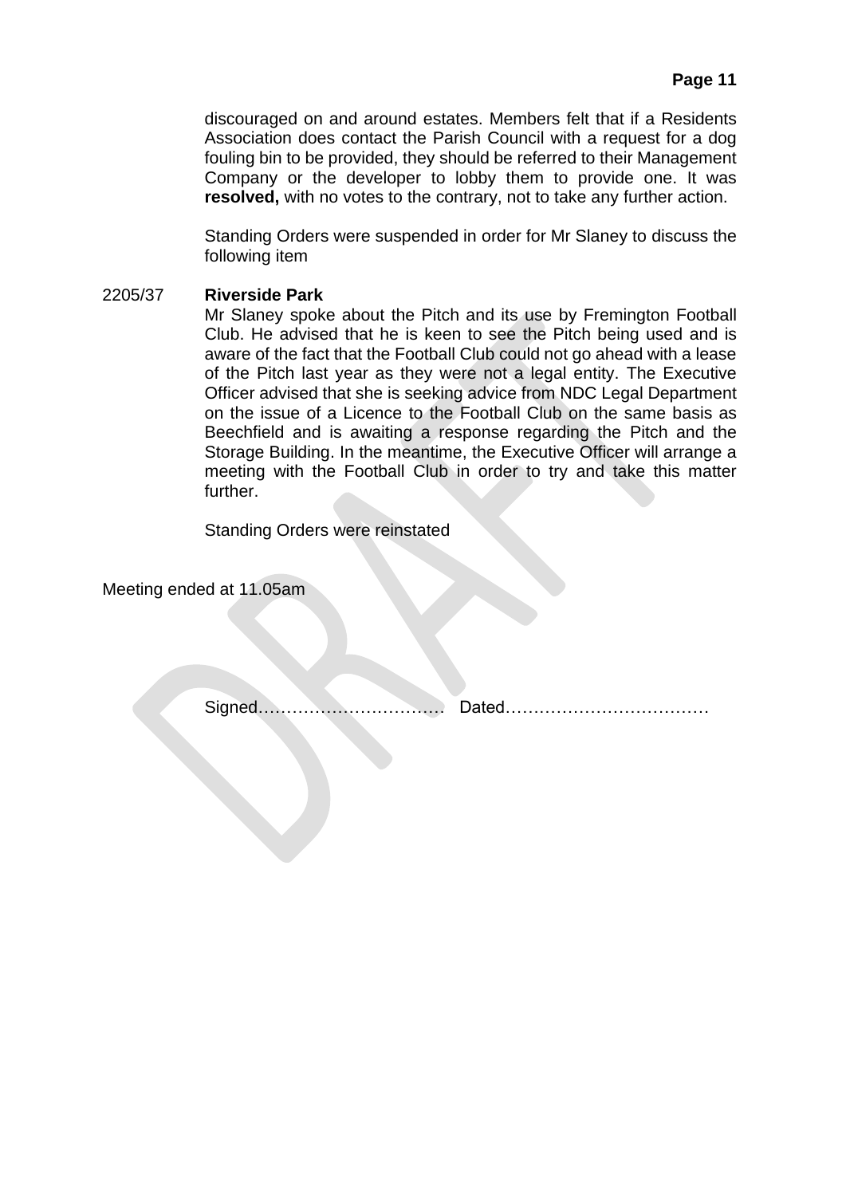discouraged on and around estates. Members felt that if a Residents Association does contact the Parish Council with a request for a dog fouling bin to be provided, they should be referred to their Management Company or the developer to lobby them to provide one. It was **resolved,** with no votes to the contrary, not to take any further action.

Standing Orders were suspended in order for Mr Slaney to discuss the following item

2205/37 **Riverside Park**

Mr Slaney spoke about the Pitch and its use by Fremington Football Club. He advised that he is keen to see the Pitch being used and is aware of the fact that the Football Club could not go ahead with a lease of the Pitch last year as they were not a legal entity. The Executive Officer advised that she is seeking advice from NDC Legal Department on the issue of a Licence to the Football Club on the same basis as Beechfield and is awaiting a response regarding the Pitch and the Storage Building. In the meantime, the Executive Officer will arrange a meeting with the Football Club in order to try and take this matter further.

Standing Orders were reinstated

Meeting ended at 11.05am

Signed…………………………… Dated………………………………